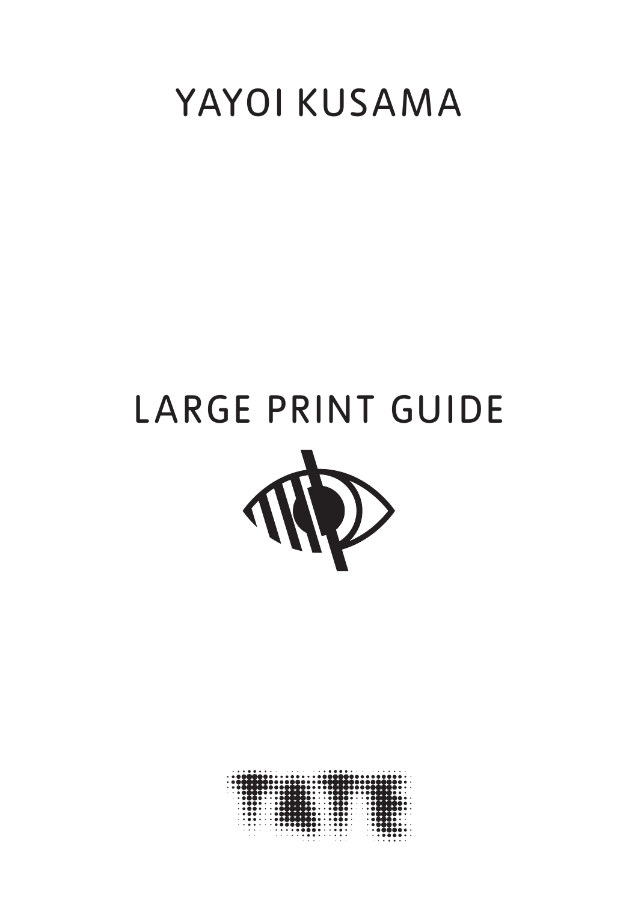# YAYOI KUSAMA

## LARGE PRINT GUIDE

TATE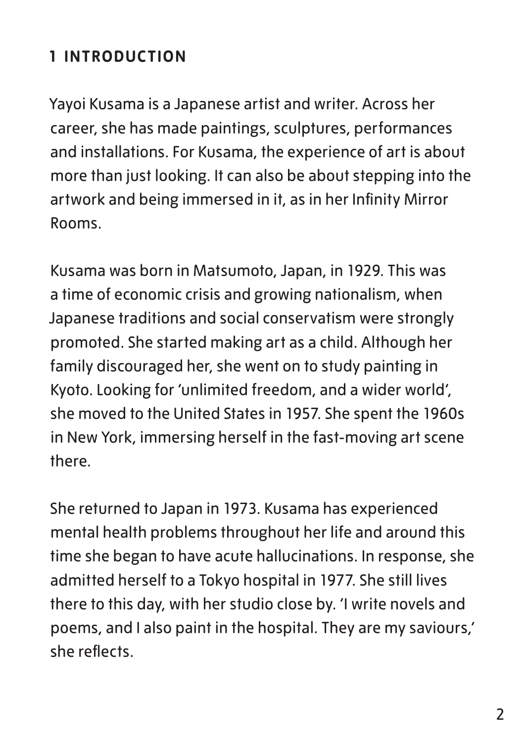## 1 INTRODUCTION

Yayoi Kusama is a Japanese artist and writer. Across her career, she has made paintings, sculptures, performances and installations. For Kusama, the experience of art is about more than just looking. It can also be about stepping into the artwork and being immersed in it, as in her Infinity Mirror Rooms.

Kusama was born in Matsumoto, Japan, in 1929. This was a time of economic crisis and growing nationalism, when Japanese traditions and social conservatism were strongly promoted. She started making art as a child. Although her family discouraged her, she went on to study painting in Kyoto. Looking for 'unlimited freedom, and a wider world', she moved to the United States in 1957. She spent the 1960s in New York, immersing herself in the fast-moving art scene there.

She returned to Japan in 1973. Kusama has experienced mental health problems throughout her life and around this time she began to have acute hallucinations. In response, she admitted herself to a Tokyo hospital in 1977. She still lives there to this day, with her studio close by. 'I write novels and poems, and I also paint in the hospital. They are my saviours,' she reflects.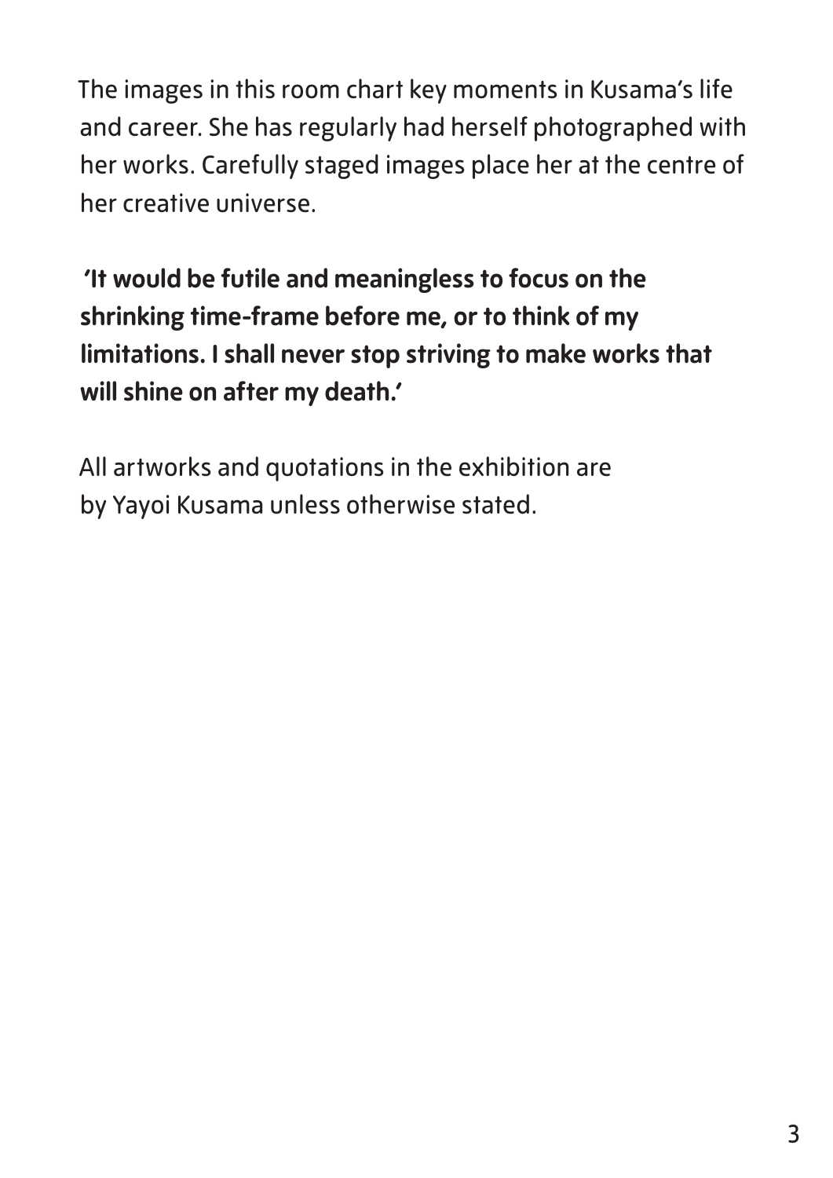The images in this room chart key moments in Kusama's life and career. She has regularly had herself photographed with her works. Carefully staged images place her at the centre of her creative universe.

**'It would be futile and meaningless to focus on the shrinking time-frame before me, or to think of my limitations. I shall never stop striving to make works that will shine on after my death.'**

All artworks and quotations in the exhibition are by Yayoi Kusama unless otherwise stated.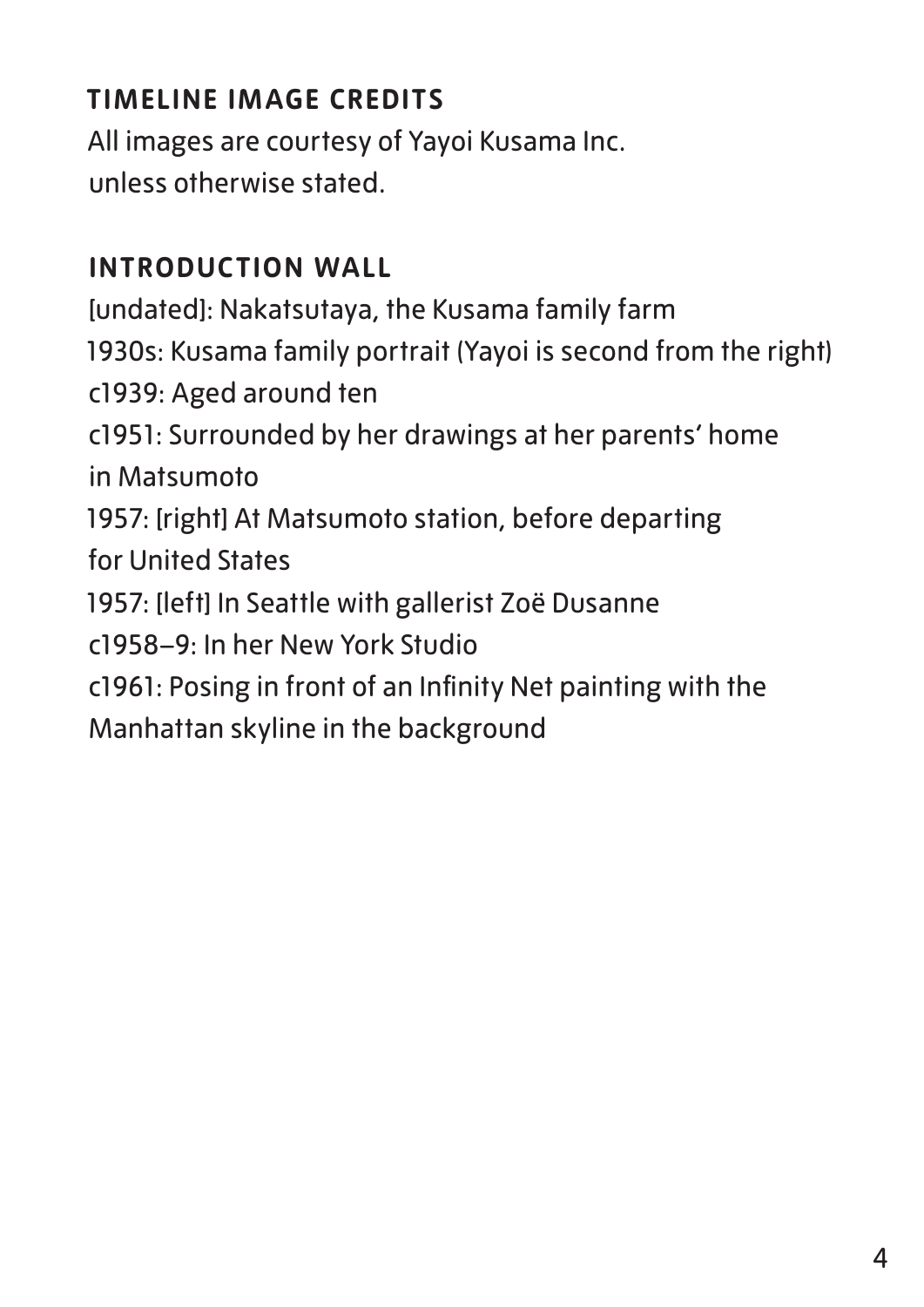## TIMELINE IMAGE CREDITS

All images are courtesy of Yayoi Kusama Inc.
unless otherwise stated.

## INTRODUCTION WALL

[undated]: Nakatsutaya, the Kusama family farm
1930s: Kusama family portrait (Yayoi is second from the right)
c1939: Aged around ten
c1951: Surrounded by her drawings at her parents' home in Matsumoto
1957: [right] At Matsumoto station, before departing for United States
1957: [left] In Seattle with gallerist Zoë Dusanne
c1958–9: In her New York Studio
c1961: Posing in front of an Infinity Net painting with the Manhattan skyline in the background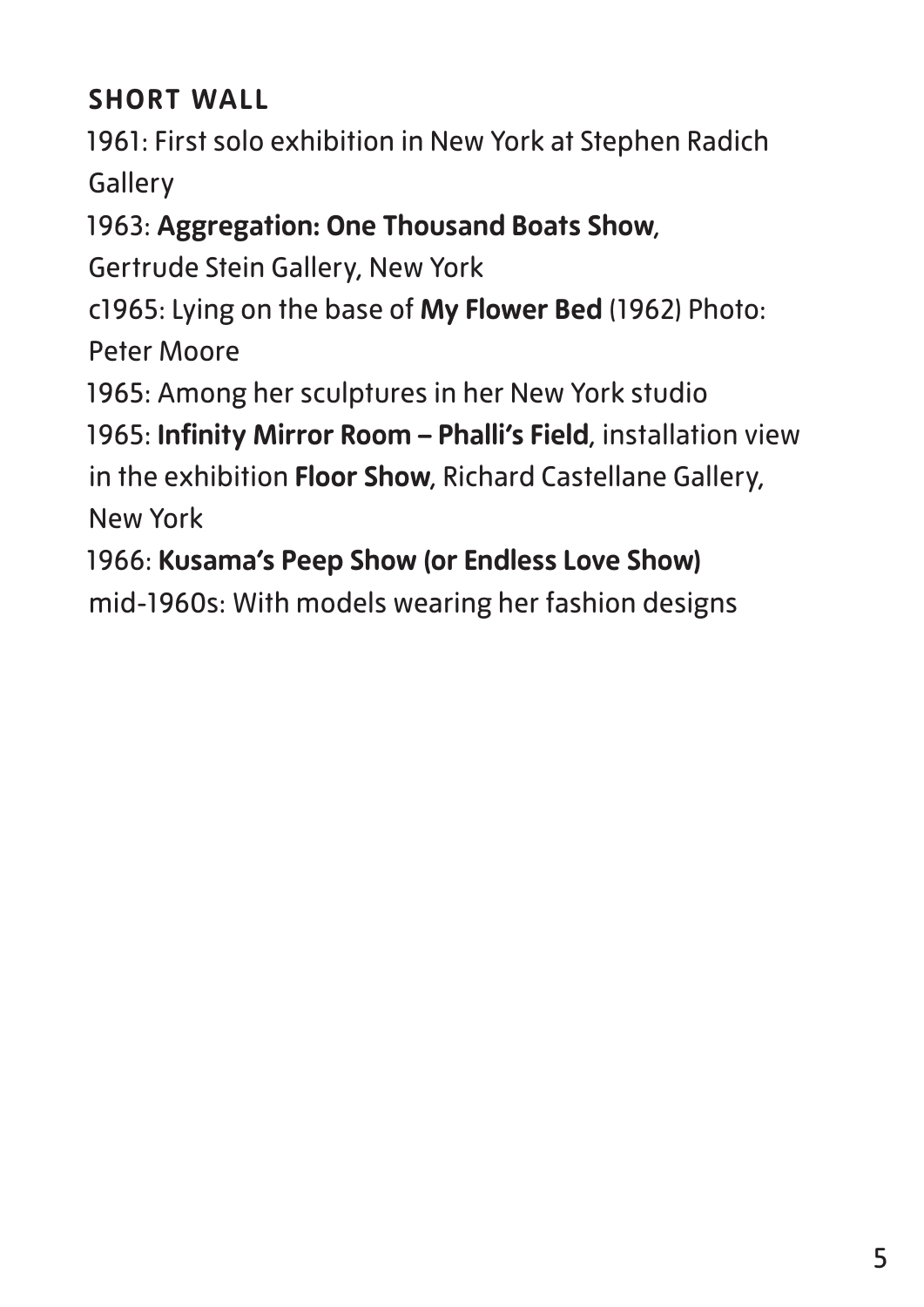## SHORT WALL

1961: First solo exhibition in New York at Stephen Radich Gallery

1963: **Aggregation: One Thousand Boats Show**, Gertrude Stein Gallery, New York

c1965: Lying on the base of **My Flower Bed** (1962) Photo: Peter Moore

1965: Among her sculptures in her New York studio

1965: **Infinity Mirror Room – Phalli's Field**, installation view in the exhibition **Floor Show**, Richard Castellane Gallery, New York

1966: **Kusama's Peep Show (or Endless Love Show)**

mid-1960s: With models wearing her fashion designs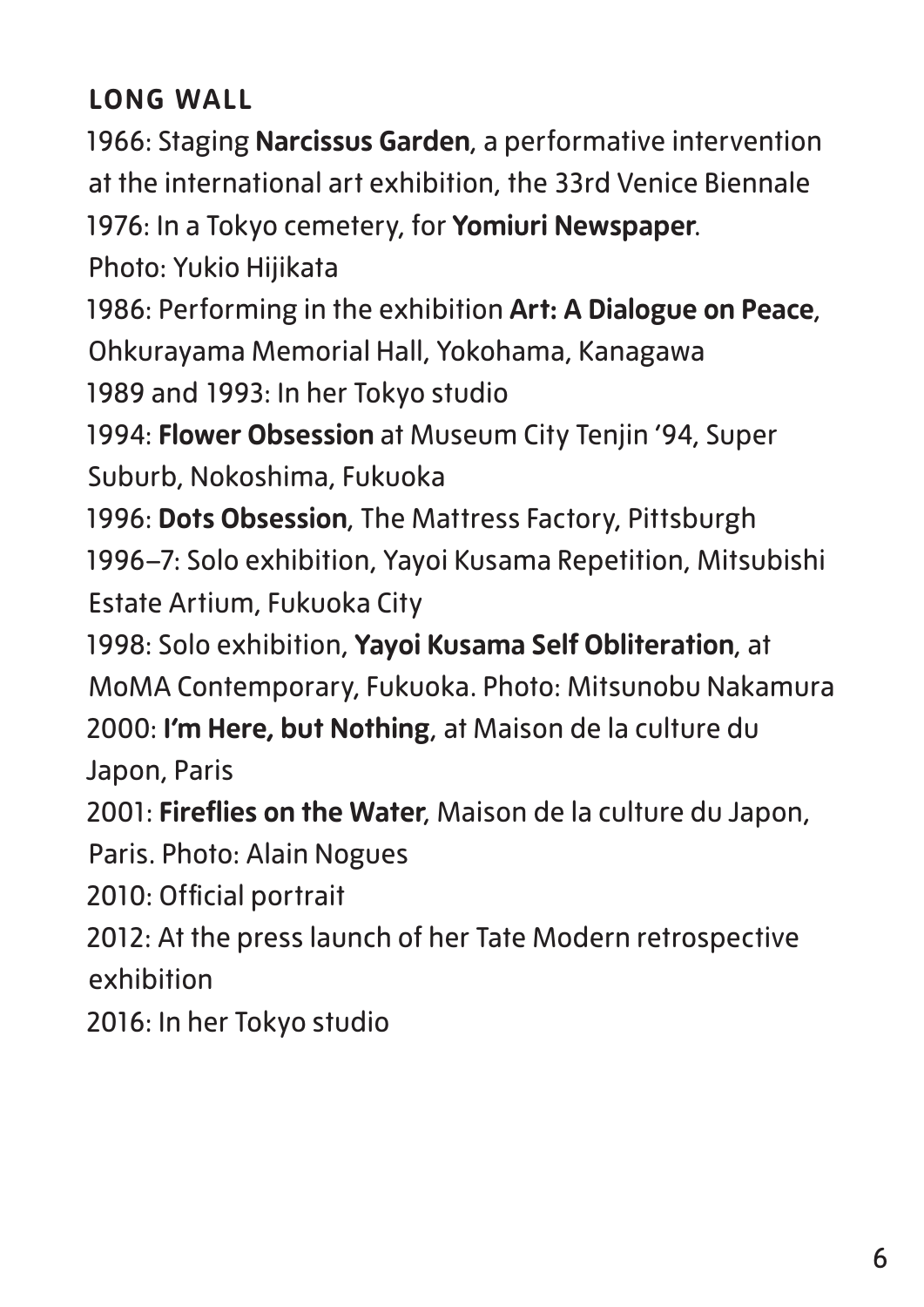## LONG WALL

1966: Staging **Narcissus Garden**, a performative intervention at the international art exhibition, the 33rd Venice Biennale

1976: In a Tokyo cemetery, for **Yomiuri Newspaper**. Photo: Yukio Hijikata

1986: Performing in the exhibition **Art: A Dialogue on Peace**, Ohkurayama Memorial Hall, Yokohama, Kanagawa

1989 and 1993: In her Tokyo studio

1994: **Flower Obsession** at Museum City Tenjin '94, Super Suburb, Nokoshima, Fukuoka

1996: **Dots Obsession**, The Mattress Factory, Pittsburgh

1996–7: Solo exhibition, Yayoi Kusama Repetition, Mitsubishi Estate Artium, Fukuoka City

1998: Solo exhibition, **Yayoi Kusama Self Obliteration**, at MoMA Contemporary, Fukuoka. Photo: Mitsunobu Nakamura

2000: **I'm Here, but Nothing**, at Maison de la culture du Japon, Paris

2001: **Fireflies on the Water**, Maison de la culture du Japon, Paris. Photo: Alain Nogues

2010: Official portrait

2012: At the press launch of her Tate Modern retrospective exhibition

2016: In her Tokyo studio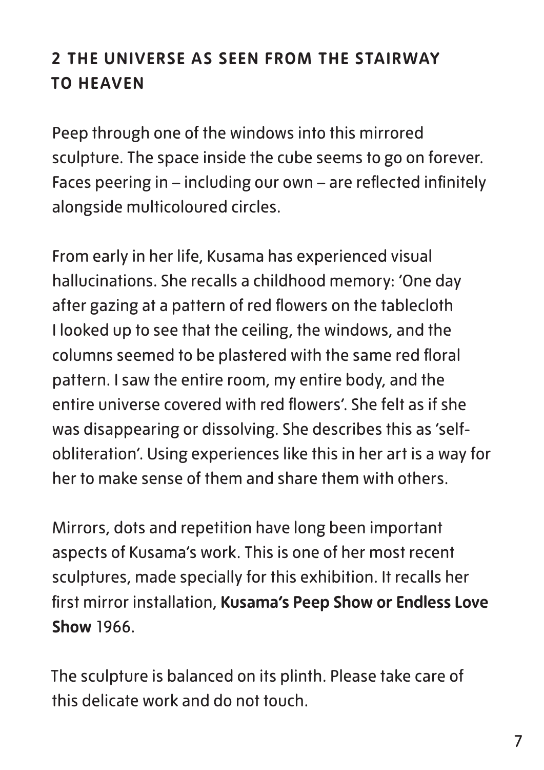## 2 THE UNIVERSE AS SEEN FROM THE STAIRWAY TO HEAVEN

Peep through one of the windows into this mirrored sculpture. The space inside the cube seems to go on forever. Faces peering in – including our own – are reflected infinitely alongside multicoloured circles.

From early in her life, Kusama has experienced visual hallucinations. She recalls a childhood memory: 'One day after gazing at a pattern of red flowers on the tablecloth I looked up to see that the ceiling, the windows, and the columns seemed to be plastered with the same red floral pattern. I saw the entire room, my entire body, and the entire universe covered with red flowers'. She felt as if she was disappearing or dissolving. She describes this as 'self-obliteration'. Using experiences like this in her art is a way for her to make sense of them and share them with others.

Mirrors, dots and repetition have long been important aspects of Kusama's work. This is one of her most recent sculptures, made specially for this exhibition. It recalls her first mirror installation, **Kusama's Peep Show or Endless Love Show** 1966.

The sculpture is balanced on its plinth. Please take care of this delicate work and do not touch.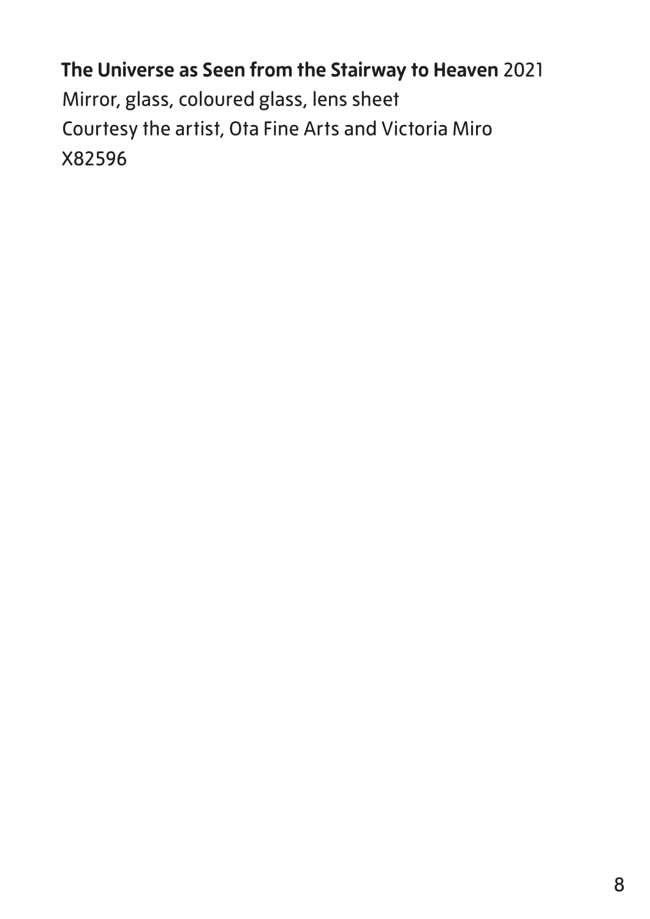**The Universe as Seen from the Stairway to Heaven** 2021
Mirror, glass, coloured glass, lens sheet
Courtesy the artist, Ota Fine Arts and Victoria Miro
X82596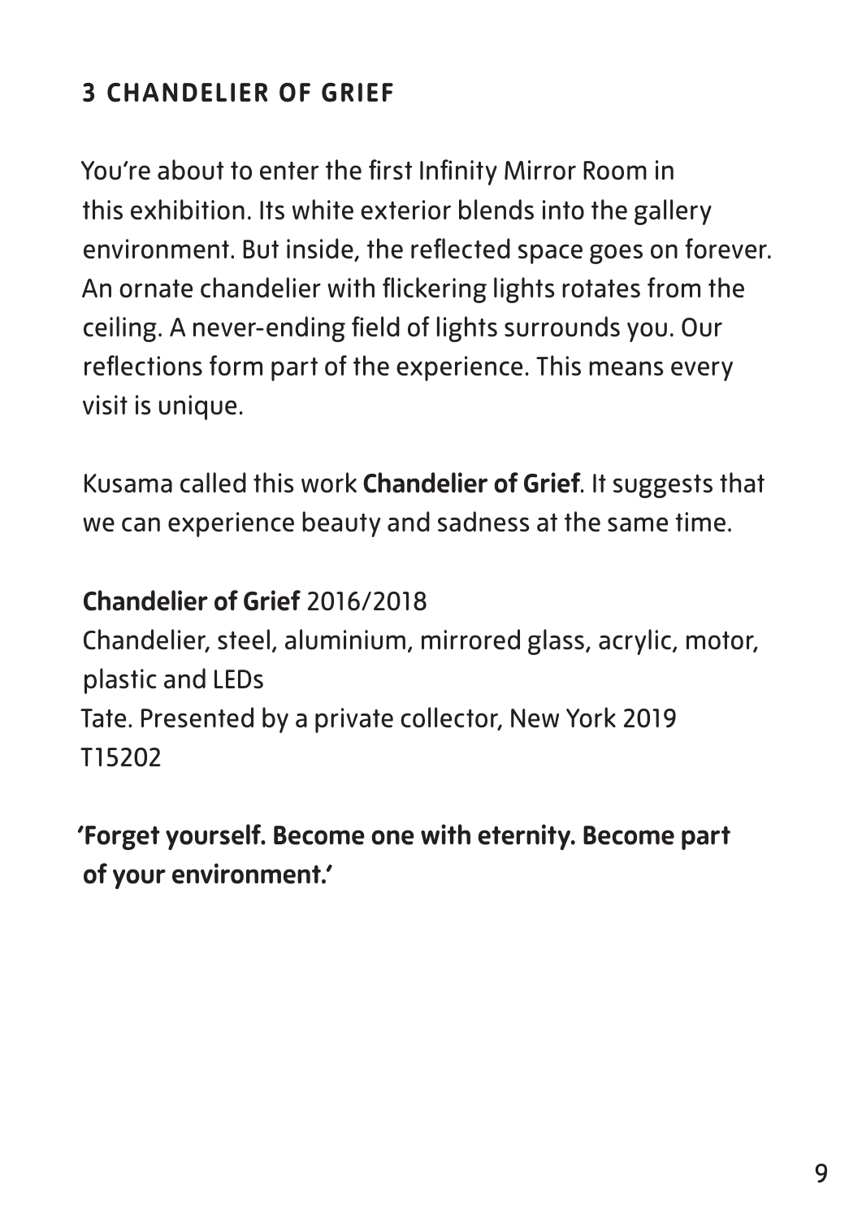## 3 CHANDELIER OF GRIEF

You're about to enter the first Infinity Mirror Room in this exhibition. Its white exterior blends into the gallery environment. But inside, the reflected space goes on forever. An ornate chandelier with flickering lights rotates from the ceiling. A never-ending field of lights surrounds you. Our reflections form part of the experience. This means every visit is unique.

Kusama called this work **Chandelier of Grief**. It suggests that we can experience beauty and sadness at the same time.

**Chandelier of Grief** 2016/2018
Chandelier, steel, aluminium, mirrored glass, acrylic, motor, plastic and LEDs
Tate. Presented by a private collector, New York 2019
T15202

**'Forget yourself. Become one with eternity. Become part of your environment.'**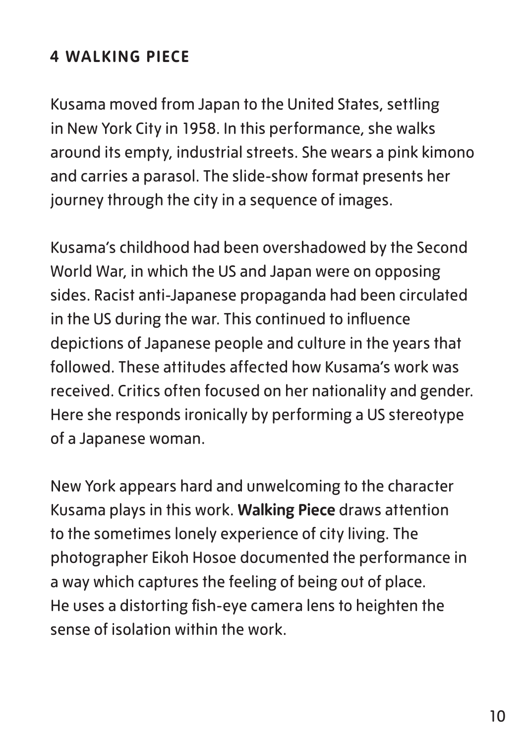## 4 WALKING PIECE

Kusama moved from Japan to the United States, settling in New York City in 1958. In this performance, she walks around its empty, industrial streets. She wears a pink kimono and carries a parasol. The slide-show format presents her journey through the city in a sequence of images.

Kusama's childhood had been overshadowed by the Second World War, in which the US and Japan were on opposing sides. Racist anti-Japanese propaganda had been circulated in the US during the war. This continued to influence depictions of Japanese people and culture in the years that followed. These attitudes affected how Kusama's work was received. Critics often focused on her nationality and gender. Here she responds ironically by performing a US stereotype of a Japanese woman.

New York appears hard and unwelcoming to the character Kusama plays in this work. **Walking Piece** draws attention to the sometimes lonely experience of city living. The photographer Eikoh Hosoe documented the performance in a way which captures the feeling of being out of place. He uses a distorting fish-eye camera lens to heighten the sense of isolation within the work.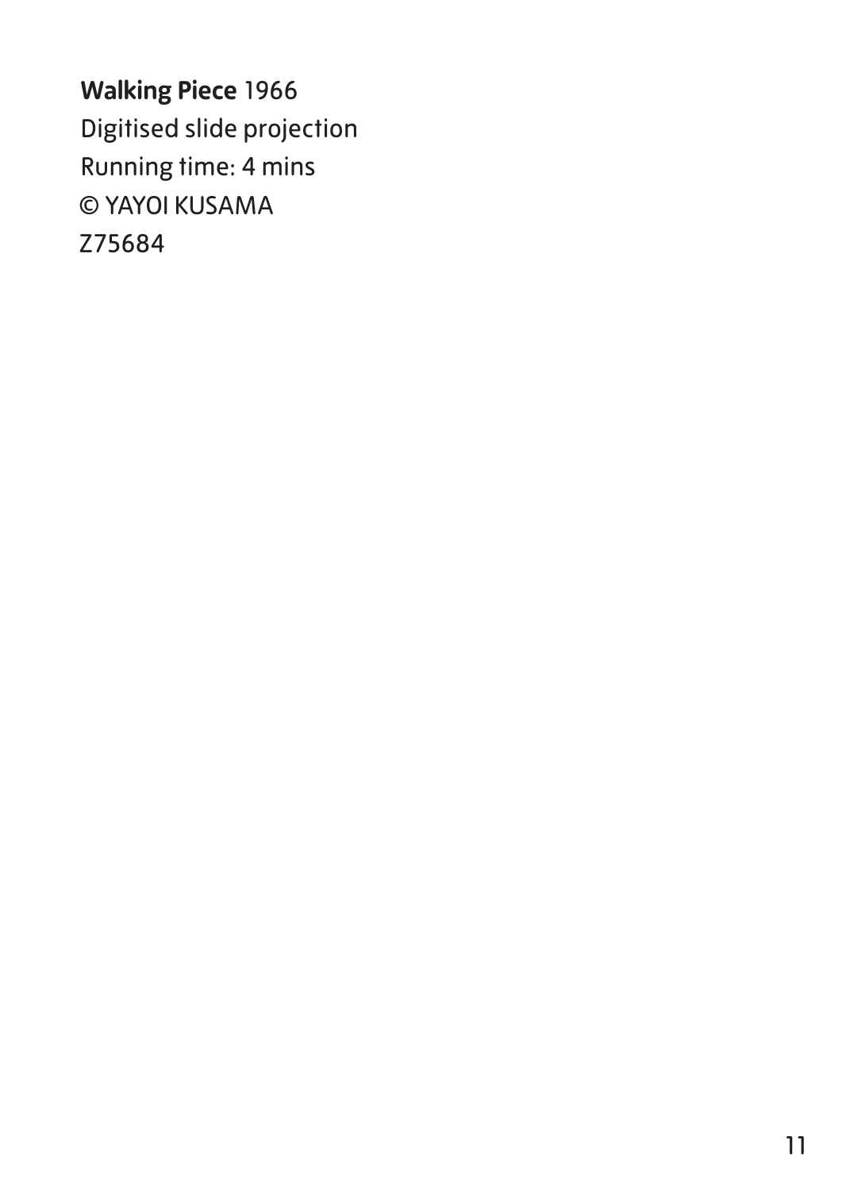**Walking Piece** 1966
Digitised slide projection
Running time: 4 mins
© YAYOI KUSAMA
Z75684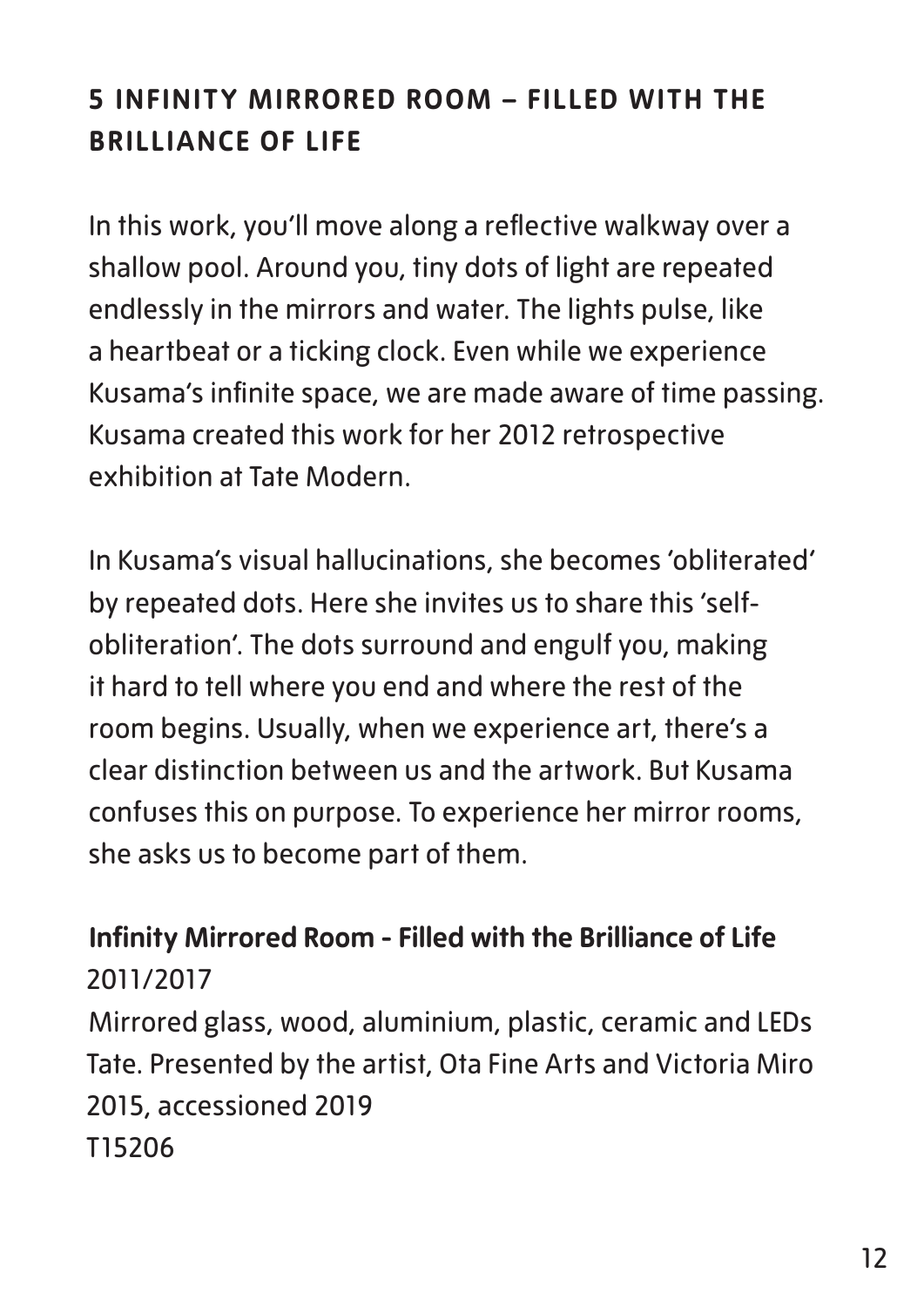## 5 INFINITY MIRRORED ROOM – FILLED WITH THE BRILLIANCE OF LIFE

In this work, you'll move along a reflective walkway over a shallow pool. Around you, tiny dots of light are repeated endlessly in the mirrors and water. The lights pulse, like a heartbeat or a ticking clock. Even while we experience Kusama's infinite space, we are made aware of time passing. Kusama created this work for her 2012 retrospective exhibition at Tate Modern.

In Kusama's visual hallucinations, she becomes 'obliterated' by repeated dots. Here she invites us to share this 'self-obliteration'. The dots surround and engulf you, making it hard to tell where you end and where the rest of the room begins. Usually, when we experience art, there's a clear distinction between us and the artwork. But Kusama confuses this on purpose. To experience her mirror rooms, she asks us to become part of them.

**Infinity Mirrored Room - Filled with the Brilliance of Life**
2011/2017
Mirrored glass, wood, aluminium, plastic, ceramic and LEDs
Tate. Presented by the artist, Ota Fine Arts and Victoria Miro 2015, accessioned 2019
T15206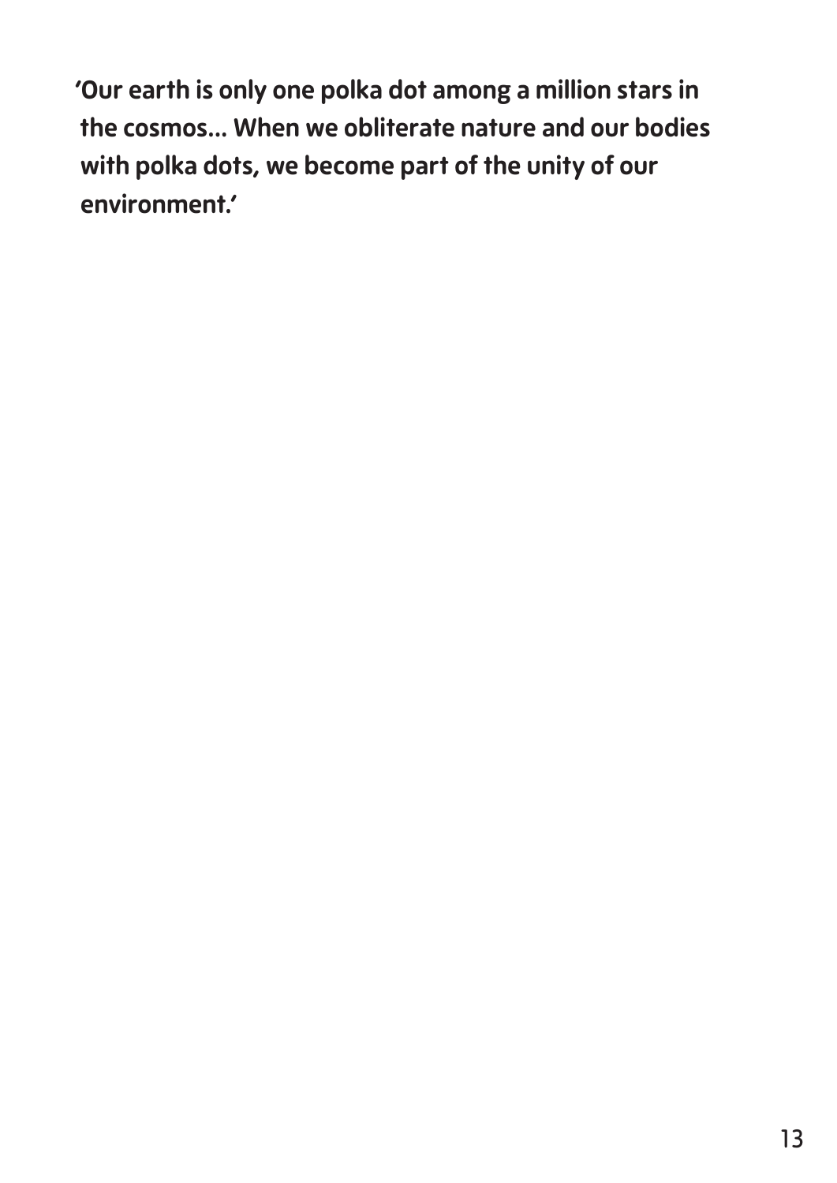**'Our earth is only one polka dot among a million stars in the cosmos... When we obliterate nature and our bodies with polka dots, we become part of the unity of our environment.'**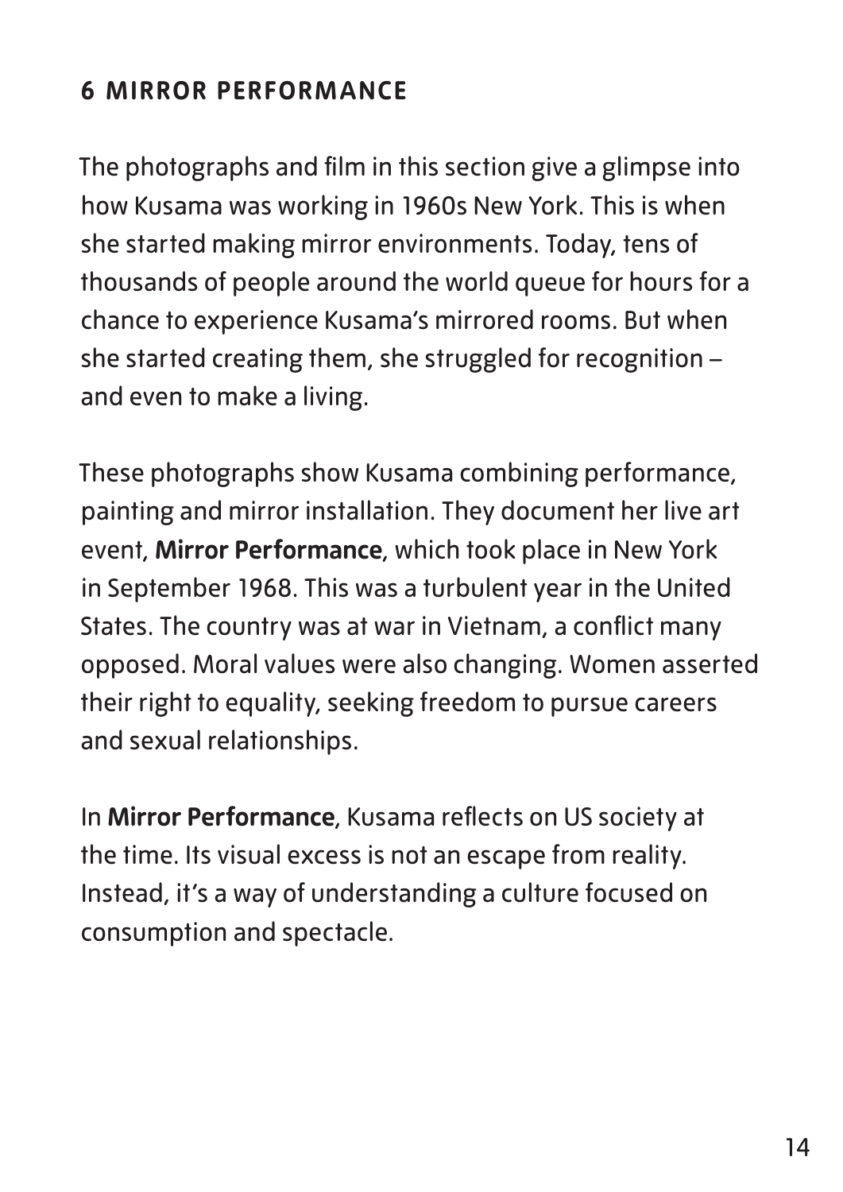## 6 MIRROR PERFORMANCE

The photographs and film in this section give a glimpse into how Kusama was working in 1960s New York. This is when she started making mirror environments. Today, tens of thousands of people around the world queue for hours for a chance to experience Kusama's mirrored rooms. But when she started creating them, she struggled for recognition – and even to make a living.

These photographs show Kusama combining performance, painting and mirror installation. They document her live art event, **Mirror Performance**, which took place in New York in September 1968. This was a turbulent year in the United States. The country was at war in Vietnam, a conflict many opposed. Moral values were also changing. Women asserted their right to equality, seeking freedom to pursue careers and sexual relationships.

In **Mirror Performance**, Kusama reflects on US society at the time. Its visual excess is not an escape from reality. Instead, it's a way of understanding a culture focused on consumption and spectacle.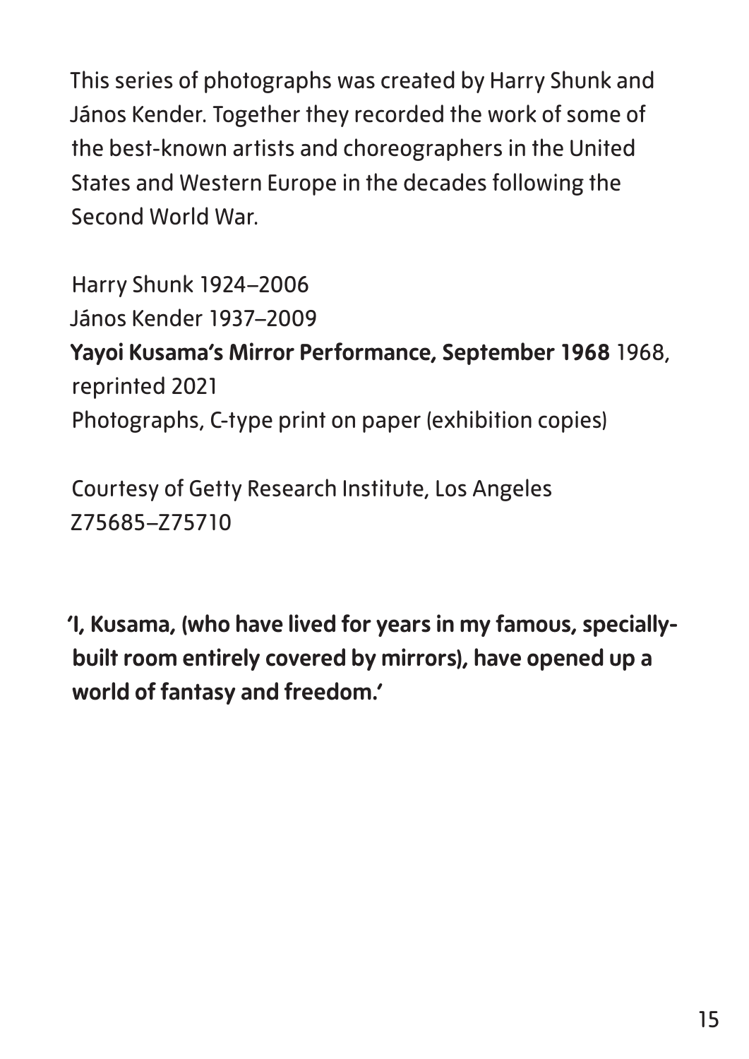This series of photographs was created by Harry Shunk and János Kender. Together they recorded the work of some of the best-known artists and choreographers in the United States and Western Europe in the decades following the Second World War.

Harry Shunk 1924–2006
János Kender 1937–2009
**Yayoi Kusama's Mirror Performance, September 1968** 1968, reprinted 2021
Photographs, C-type print on paper (exhibition copies)

Courtesy of Getty Research Institute, Los Angeles
Z75685–Z75710

**'I, Kusama, (who have lived for years in my famous, specially-built room entirely covered by mirrors), have opened up a world of fantasy and freedom.'**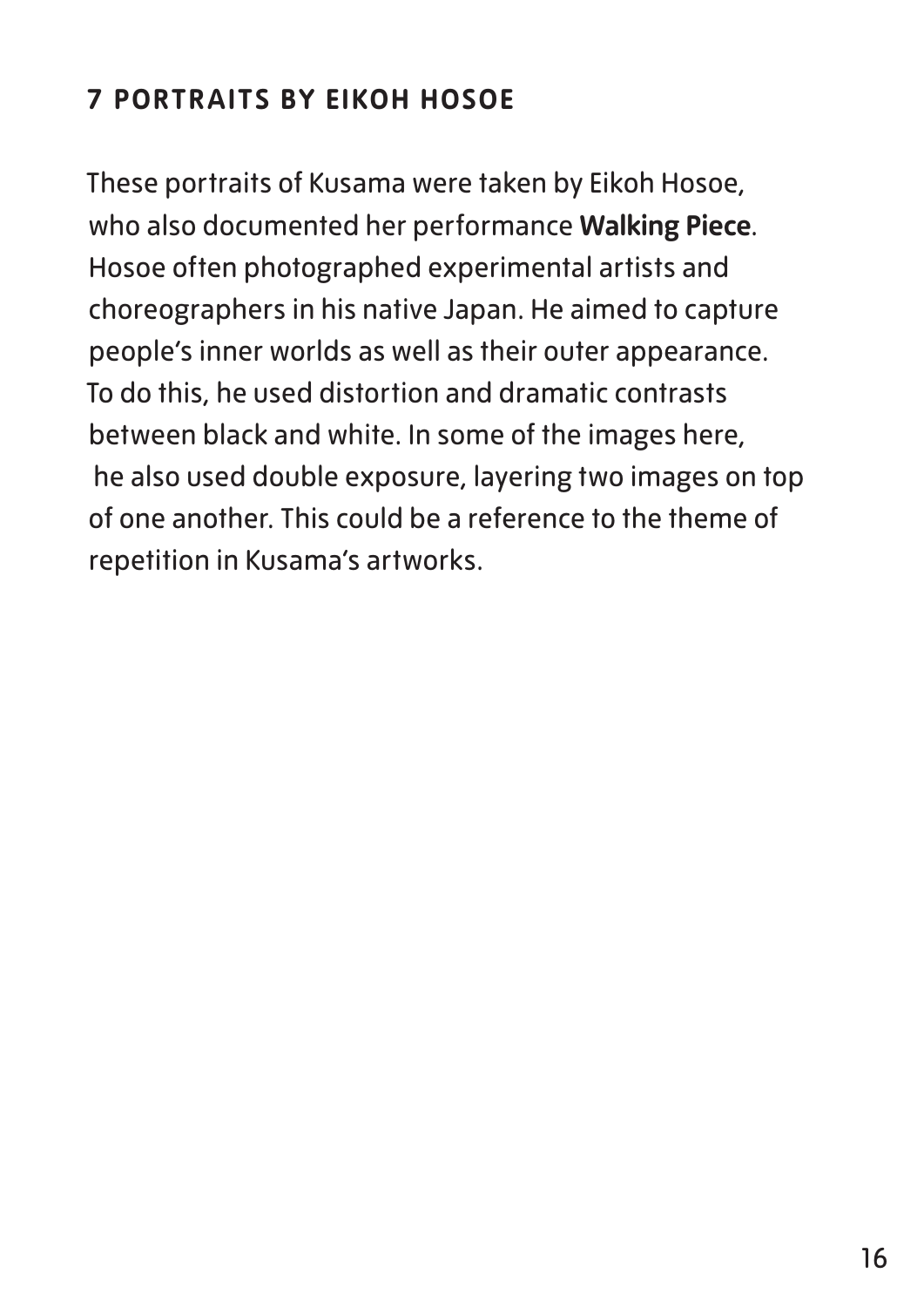## 7 PORTRAITS BY EIKOH HOSOE

These portraits of Kusama were taken by Eikoh Hosoe, who also documented her performance **Walking Piece**. Hosoe often photographed experimental artists and choreographers in his native Japan. He aimed to capture people's inner worlds as well as their outer appearance. To do this, he used distortion and dramatic contrasts between black and white. In some of the images here, he also used double exposure, layering two images on top of one another. This could be a reference to the theme of repetition in Kusama's artworks.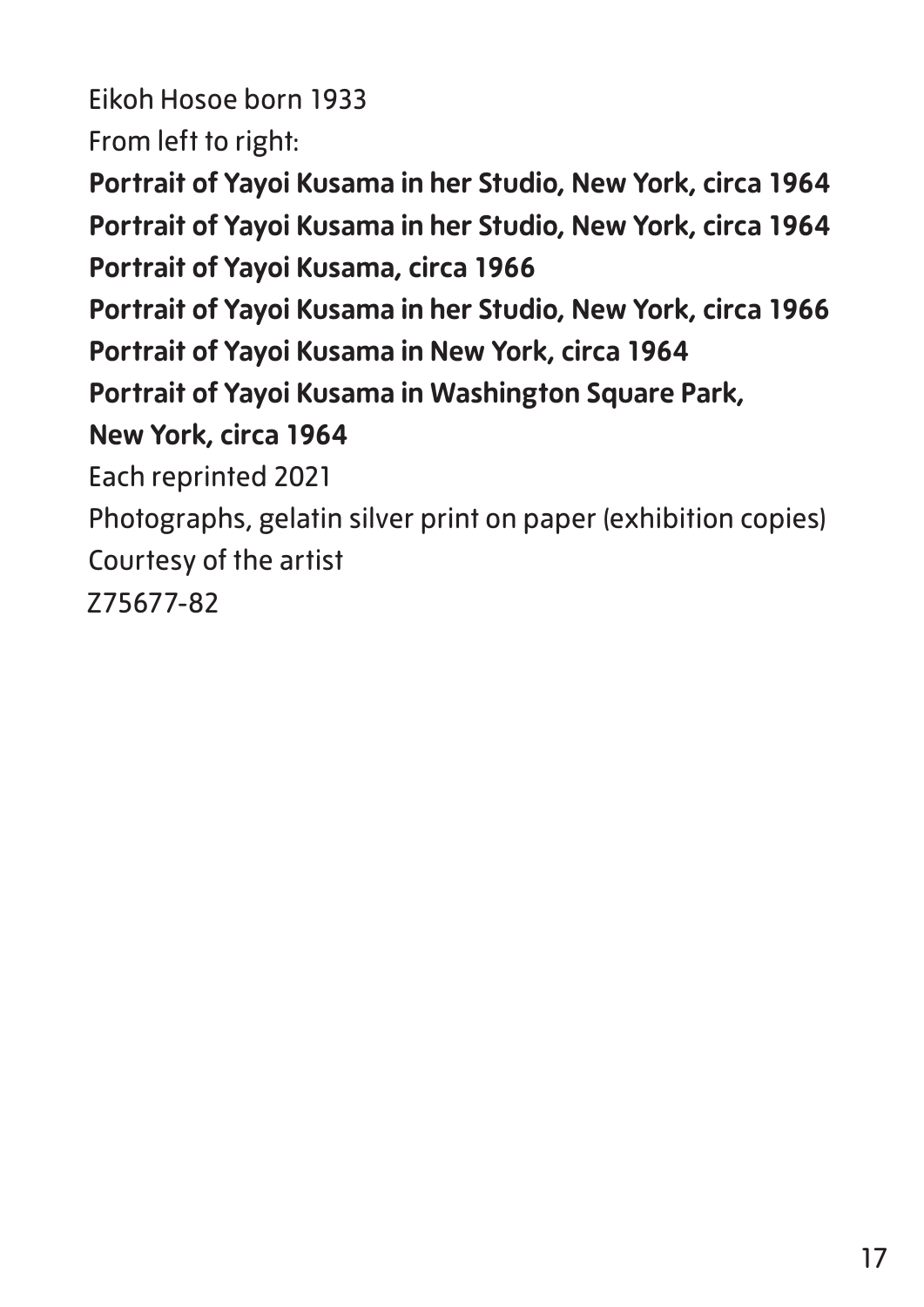Eikoh Hosoe born 1933

From left to right:

**Portrait of Yayoi Kusama in her Studio, New York, circa 1964**
**Portrait of Yayoi Kusama in her Studio, New York, circa 1964**
**Portrait of Yayoi Kusama, circa 1966**
**Portrait of Yayoi Kusama in her Studio, New York, circa 1966**
**Portrait of Yayoi Kusama in New York, circa 1964**
**Portrait of Yayoi Kusama in Washington Square Park, New York, circa 1964**

Each reprinted 2021

Photographs, gelatin silver print on paper (exhibition copies)

Courtesy of the artist

Z75677-82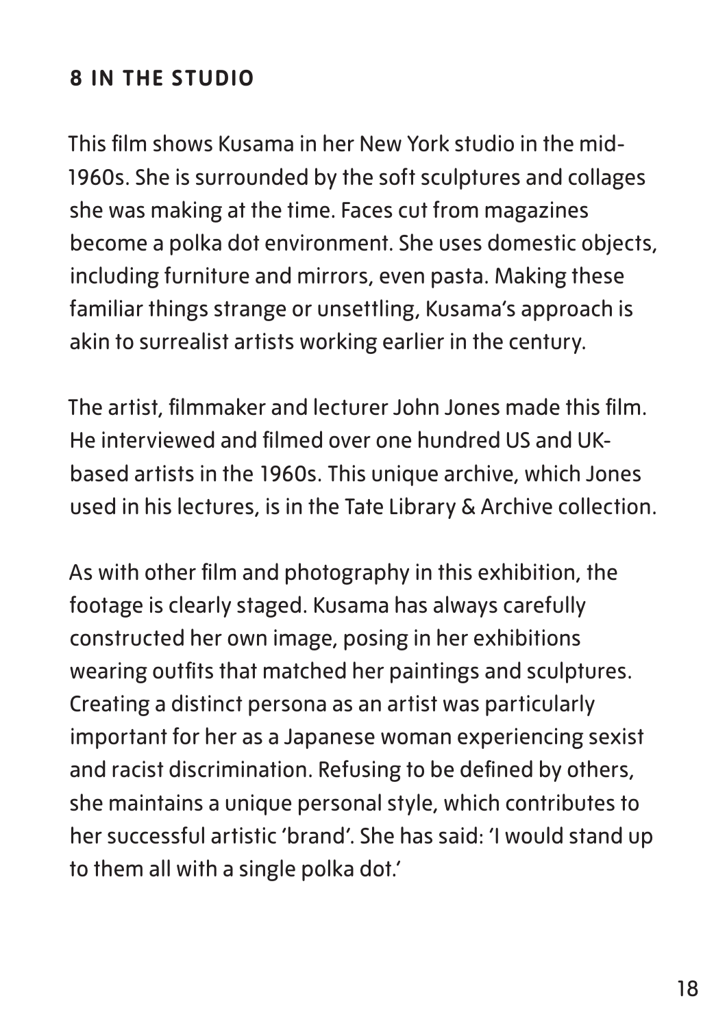## 8 IN THE STUDIO

This film shows Kusama in her New York studio in the mid-1960s. She is surrounded by the soft sculptures and collages she was making at the time. Faces cut from magazines become a polka dot environment. She uses domestic objects, including furniture and mirrors, even pasta. Making these familiar things strange or unsettling, Kusama's approach is akin to surrealist artists working earlier in the century.

The artist, filmmaker and lecturer John Jones made this film. He interviewed and filmed over one hundred US and UK-based artists in the 1960s. This unique archive, which Jones used in his lectures, is in the Tate Library & Archive collection.

As with other film and photography in this exhibition, the footage is clearly staged. Kusama has always carefully constructed her own image, posing in her exhibitions wearing outfits that matched her paintings and sculptures. Creating a distinct persona as an artist was particularly important for her as a Japanese woman experiencing sexist and racist discrimination. Refusing to be defined by others, she maintains a unique personal style, which contributes to her successful artistic 'brand'. She has said: 'I would stand up to them all with a single polka dot.'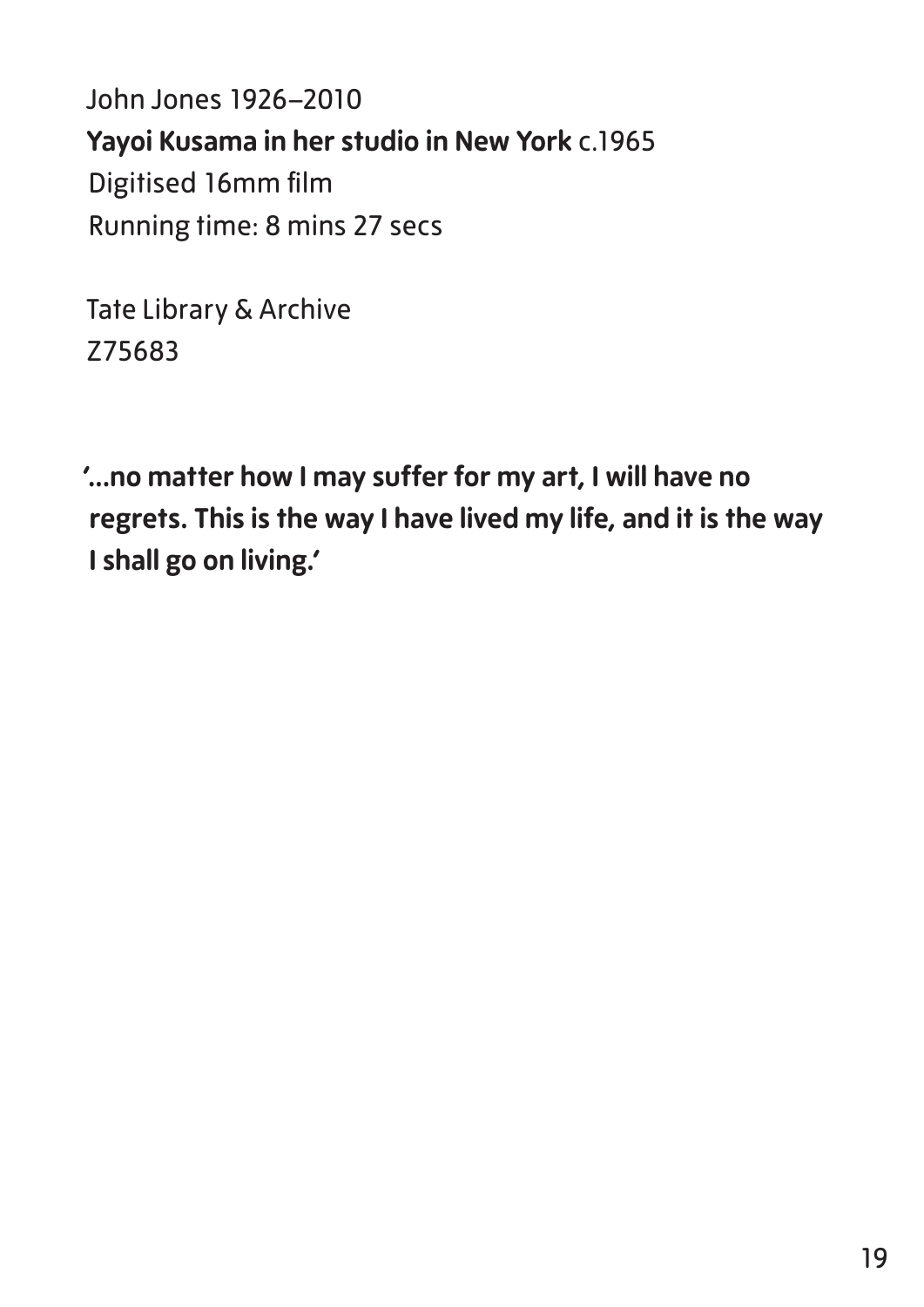John Jones 1926–2010
**Yayoi Kusama in her studio in New York** c.1965
Digitised 16mm film
Running time: 8 mins 27 secs

Tate Library & Archive
Z75683

**'...no matter how I may suffer for my art, I will have no regrets. This is the way I have lived my life, and it is the way I shall go on living.'**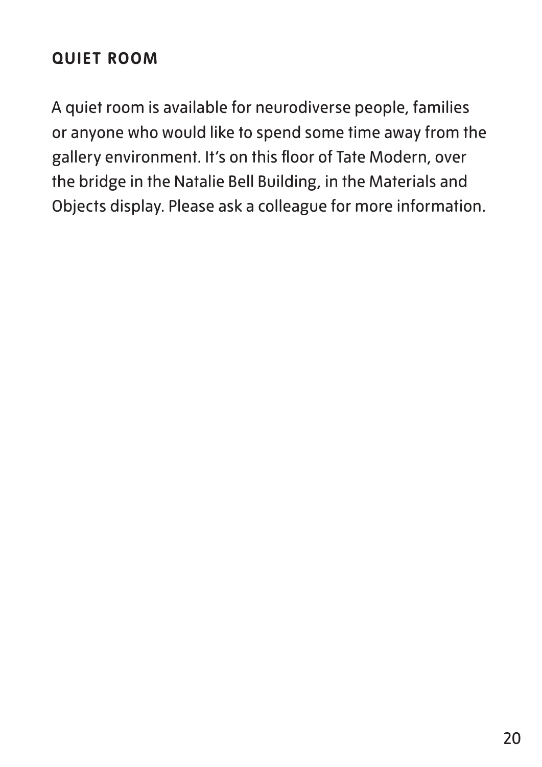## QUIET ROOM

A quiet room is available for neurodiverse people, families or anyone who would like to spend some time away from the gallery environment. It's on this floor of Tate Modern, over the bridge in the Natalie Bell Building, in the Materials and Objects display. Please ask a colleague for more information.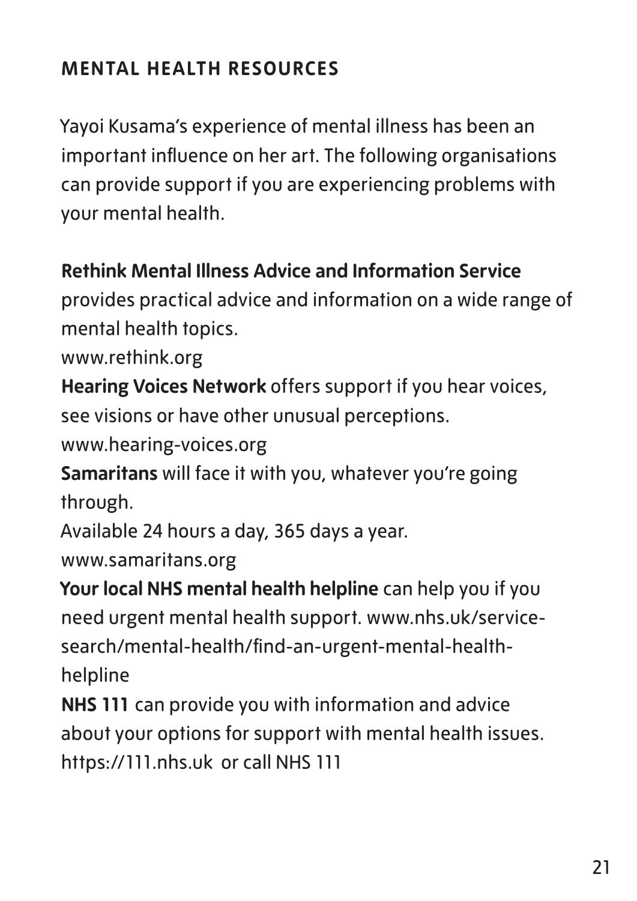## MENTAL HEALTH RESOURCES

Yayoi Kusama's experience of mental illness has been an important influence on her art. The following organisations can provide support if you are experiencing problems with your mental health.

**Rethink Mental Illness Advice and Information Service** provides practical advice and information on a wide range of mental health topics.
www.rethink.org

**Hearing Voices Network** offers support if you hear voices, see visions or have other unusual perceptions.
www.hearing-voices.org

**Samaritans** will face it with you, whatever you're going through.
Available 24 hours a day, 365 days a year.
www.samaritans.org

**Your local NHS mental health helpline** can help you if you need urgent mental health support. www.nhs.uk/service-search/mental-health/find-an-urgent-mental-health-helpline

**NHS 111** can provide you with information and advice about your options for support with mental health issues.
https://111.nhs.uk or call NHS 111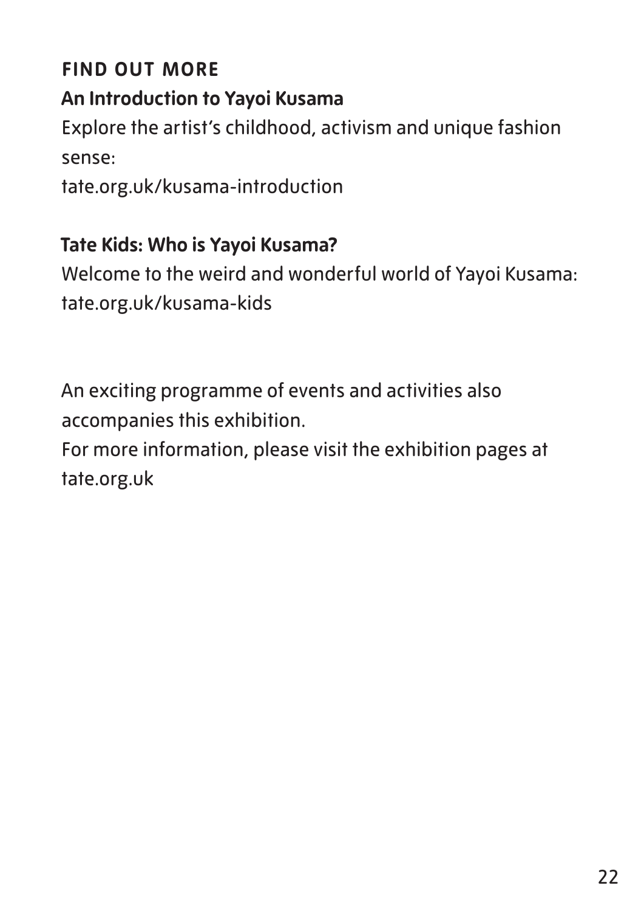## FIND OUT MORE

### An Introduction to Yayoi Kusama

Explore the artist's childhood, activism and unique fashion sense:
tate.org.uk/kusama-introduction

### Tate Kids: Who is Yayoi Kusama?

Welcome to the weird and wonderful world of Yayoi Kusama:
tate.org.uk/kusama-kids

An exciting programme of events and activities also accompanies this exhibition.
For more information, please visit the exhibition pages at tate.org.uk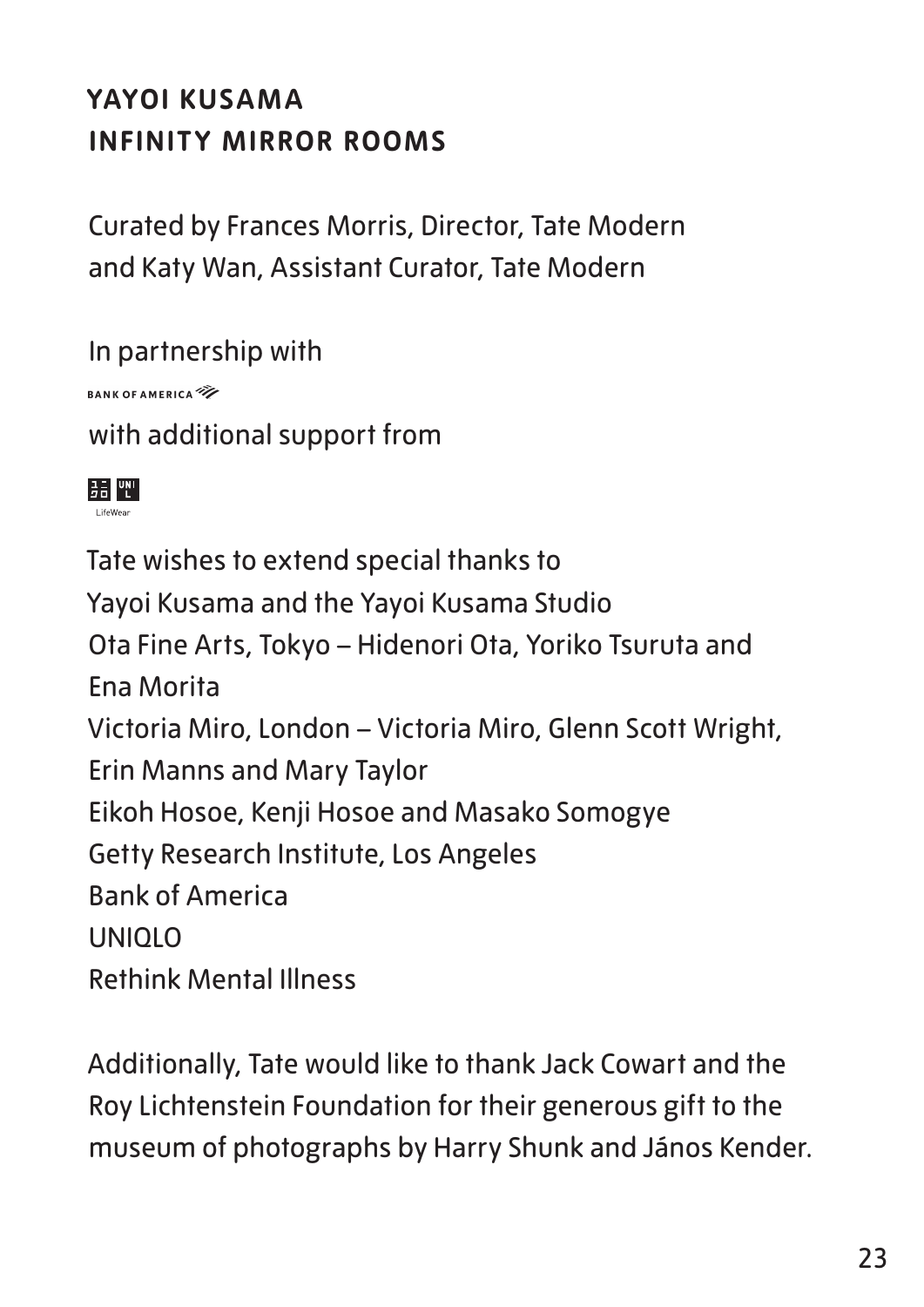# YAYOI KUSAMA
# INFINITY MIRROR ROOMS

Curated by Frances Morris, Director, Tate Modern
and Katy Wan, Assistant Curator, Tate Modern

In partnership with

BANK OF AMERICA

with additional support from

UNIQLO LifeWear

Tate wishes to extend special thanks to
Yayoi Kusama and the Yayoi Kusama Studio
Ota Fine Arts, Tokyo – Hidenori Ota, Yoriko Tsuruta and
Ena Morita
Victoria Miro, London – Victoria Miro, Glenn Scott Wright,
Erin Manns and Mary Taylor
Eikoh Hosoe, Kenji Hosoe and Masako Somogye
Getty Research Institute, Los Angeles
Bank of America
UNIQLO
Rethink Mental Illness

Additionally, Tate would like to thank Jack Cowart and the
Roy Lichtenstein Foundation for their generous gift to the
museum of photographs by Harry Shunk and János Kender.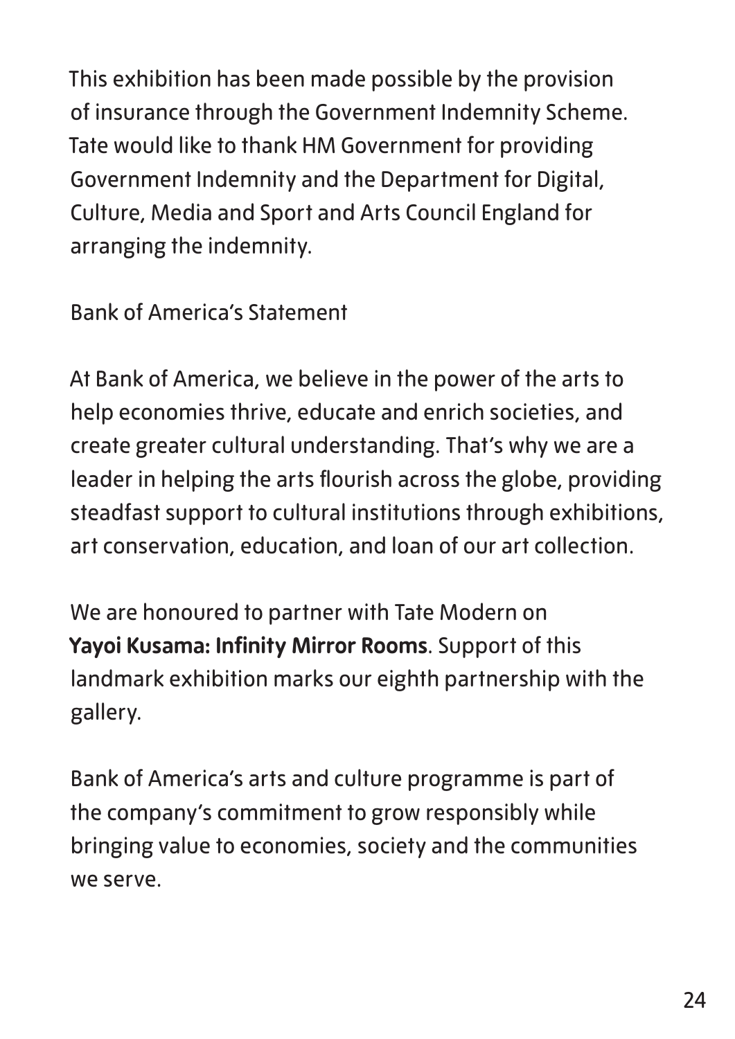This exhibition has been made possible by the provision of insurance through the Government Indemnity Scheme. Tate would like to thank HM Government for providing Government Indemnity and the Department for Digital, Culture, Media and Sport and Arts Council England for arranging the indemnity.

Bank of America's Statement

At Bank of America, we believe in the power of the arts to help economies thrive, educate and enrich societies, and create greater cultural understanding. That's why we are a leader in helping the arts flourish across the globe, providing steadfast support to cultural institutions through exhibitions, art conservation, education, and loan of our art collection.

We are honoured to partner with Tate Modern on **Yayoi Kusama: Infinity Mirror Rooms**. Support of this landmark exhibition marks our eighth partnership with the gallery.

Bank of America's arts and culture programme is part of the company's commitment to grow responsibly while bringing value to economies, society and the communities we serve.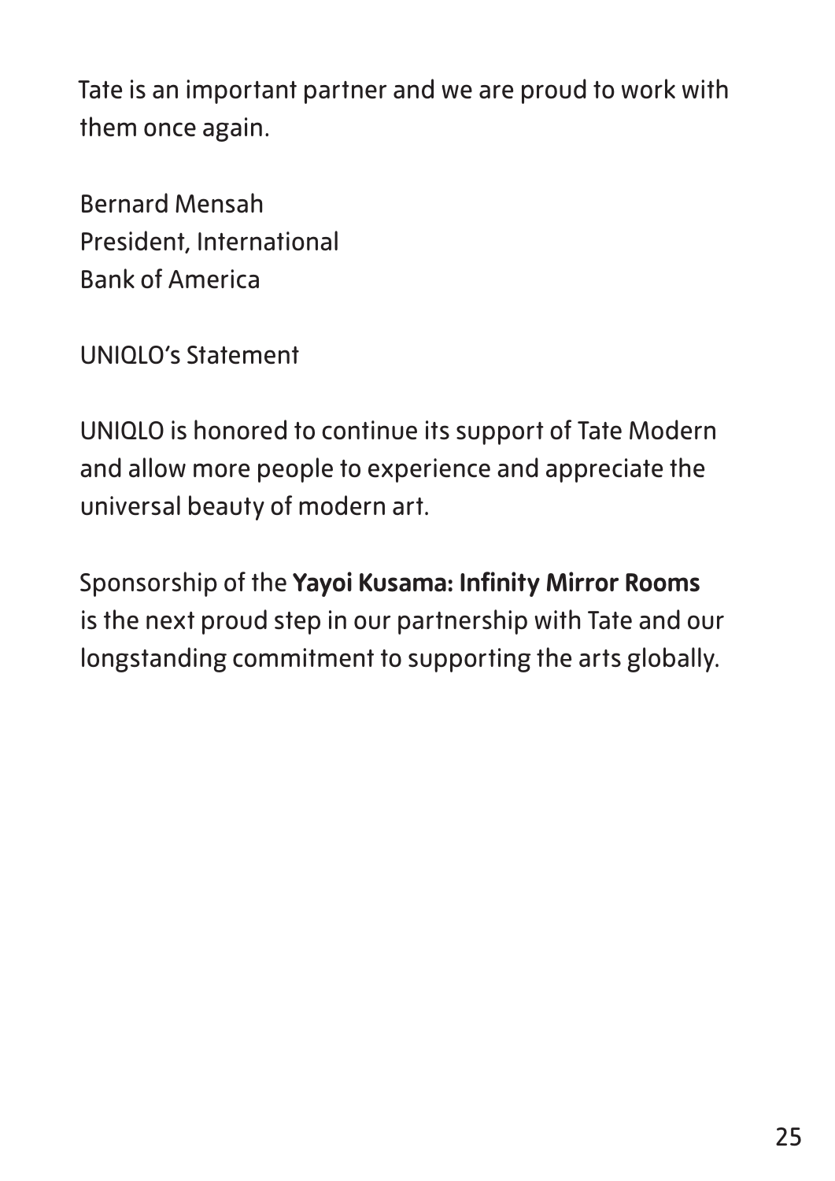Tate is an important partner and we are proud to work with them once again.

Bernard Mensah
President, International
Bank of America

UNIQLO's Statement

UNIQLO is honored to continue its support of Tate Modern and allow more people to experience and appreciate the universal beauty of modern art.

Sponsorship of the **Yayoi Kusama: Infinity Mirror Rooms** is the next proud step in our partnership with Tate and our longstanding commitment to supporting the arts globally.